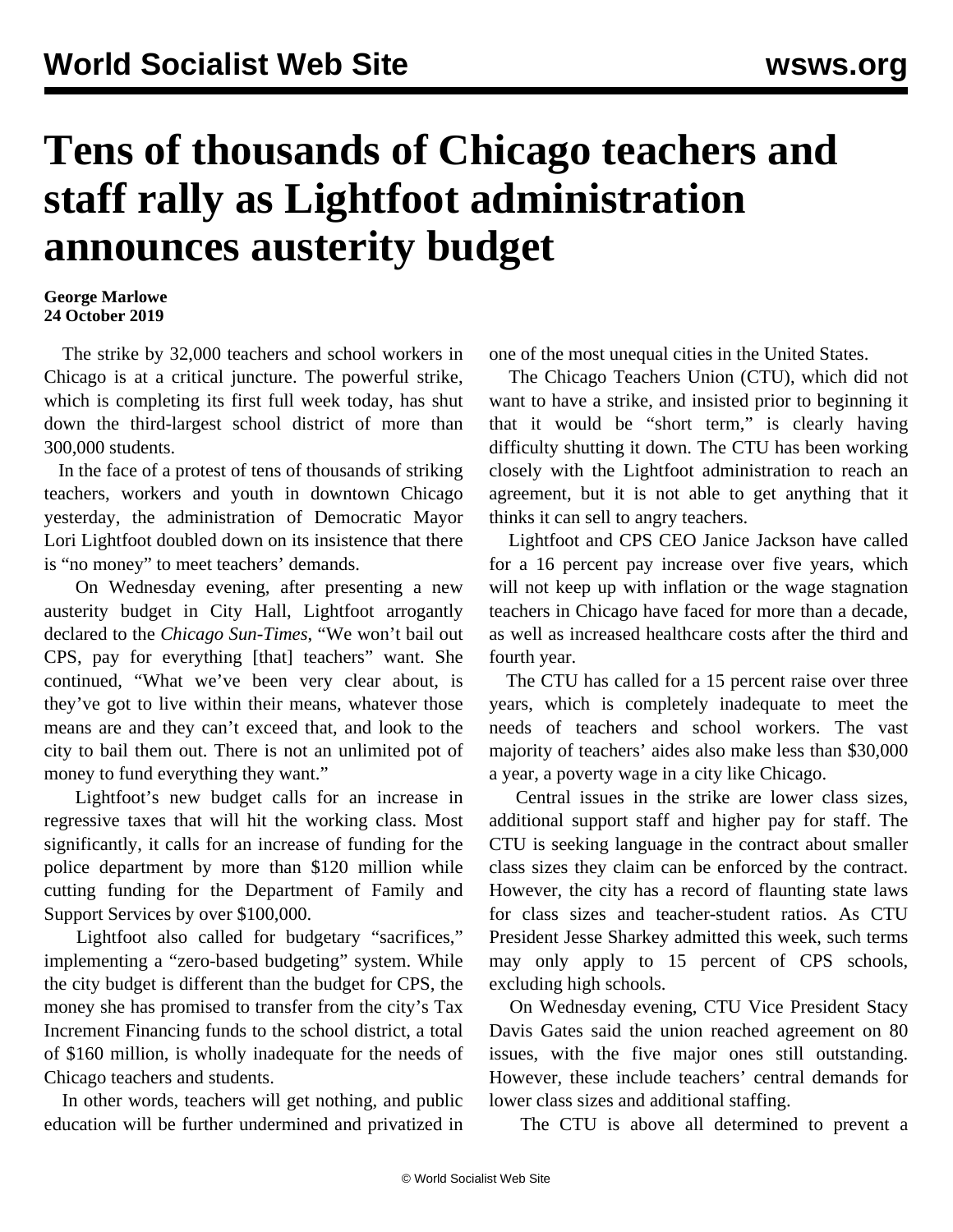# Tens of thousands of Chicago teachers and staff rally as Lightfoot administration announces austerity budget

**George Marlowe**
**24 October 2019**

The strike by 32,000 teachers and school workers in Chicago is at a critical juncture. The powerful strike, which is completing its first full week today, has shut down the third-largest school district of more than 300,000 students.

In the face of a protest of tens of thousands of striking teachers, workers and youth in downtown Chicago yesterday, the administration of Democratic Mayor Lori Lightfoot doubled down on its insistence that there is "no money" to meet teachers' demands.

On Wednesday evening, after presenting a new austerity budget in City Hall, Lightfoot arrogantly declared to the *Chicago Sun-Times*, "We won't bail out CPS, pay for everything [that] teachers" want. She continued, "What we've been very clear about, is they've got to live within their means, whatever those means are and they can't exceed that, and look to the city to bail them out. There is not an unlimited pot of money to fund everything they want."

Lightfoot's new budget calls for an increase in regressive taxes that will hit the working class. Most significantly, it calls for an increase of funding for the police department by more than $120 million while cutting funding for the Department of Family and Support Services by over $100,000.

Lightfoot also called for budgetary "sacrifices," implementing a "zero-based budgeting" system. While the city budget is different than the budget for CPS, the money she has promised to transfer from the city's Tax Increment Financing funds to the school district, a total of $160 million, is wholly inadequate for the needs of Chicago teachers and students.

In other words, teachers will get nothing, and public education will be further undermined and privatized in one of the most unequal cities in the United States.

The Chicago Teachers Union (CTU), which did not want to have a strike, and insisted prior to beginning it that it would be "short term," is clearly having difficulty shutting it down. The CTU has been working closely with the Lightfoot administration to reach an agreement, but it is not able to get anything that it thinks it can sell to angry teachers.

Lightfoot and CPS CEO Janice Jackson have called for a 16 percent pay increase over five years, which will not keep up with inflation or the wage stagnation teachers in Chicago have faced for more than a decade, as well as increased healthcare costs after the third and fourth year.

The CTU has called for a 15 percent raise over three years, which is completely inadequate to meet the needs of teachers and school workers. The vast majority of teachers' aides also make less than $30,000 a year, a poverty wage in a city like Chicago.

Central issues in the strike are lower class sizes, additional support staff and higher pay for staff. The CTU is seeking language in the contract about smaller class sizes they claim can be enforced by the contract. However, the city has a record of flaunting state laws for class sizes and teacher-student ratios. As CTU President Jesse Sharkey admitted this week, such terms may only apply to 15 percent of CPS schools, excluding high schools.

On Wednesday evening, CTU Vice President Stacy Davis Gates said the union reached agreement on 80 issues, with the five major ones still outstanding. However, these include teachers' central demands for lower class sizes and additional staffing.

The CTU is above all determined to prevent a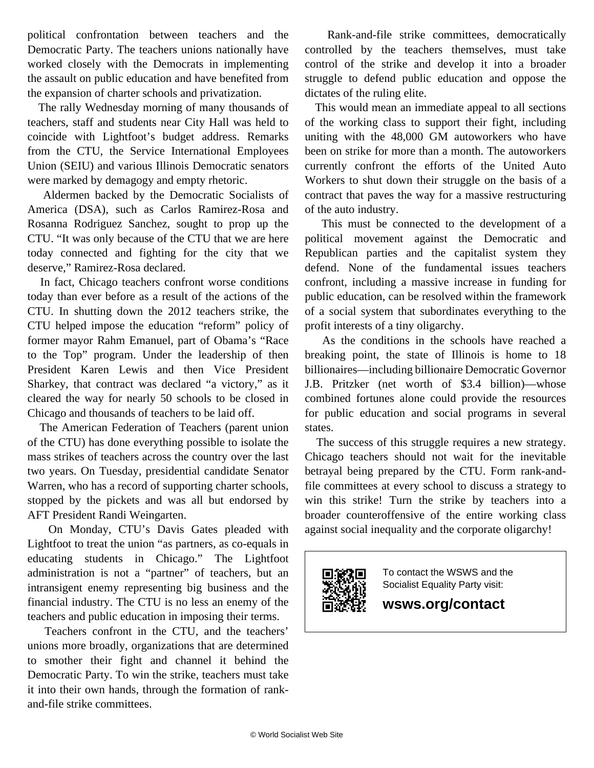political confrontation between teachers and the Democratic Party. The teachers unions nationally have worked closely with the Democrats in implementing the assault on public education and have benefited from the expansion of charter schools and privatization.

The rally Wednesday morning of many thousands of teachers, staff and students near City Hall was held to coincide with Lightfoot's budget address. Remarks from the CTU, the Service International Employees Union (SEIU) and various Illinois Democratic senators were marked by demagogy and empty rhetoric.

Aldermen backed by the Democratic Socialists of America (DSA), such as Carlos Ramirez-Rosa and Rosanna Rodriguez Sanchez, sought to prop up the CTU. "It was only because of the CTU that we are here today connected and fighting for the city that we deserve," Ramirez-Rosa declared.

In fact, Chicago teachers confront worse conditions today than ever before as a result of the actions of the CTU. In shutting down the 2012 teachers strike, the CTU helped impose the education "reform" policy of former mayor Rahm Emanuel, part of Obama's "Race to the Top" program. Under the leadership of then President Karen Lewis and then Vice President Sharkey, that contract was declared "a victory," as it cleared the way for nearly 50 schools to be closed in Chicago and thousands of teachers to be laid off.

The American Federation of Teachers (parent union of the CTU) has done everything possible to isolate the mass strikes of teachers across the country over the last two years. On Tuesday, presidential candidate Senator Warren, who has a record of supporting charter schools, stopped by the pickets and was all but endorsed by AFT President Randi Weingarten.

On Monday, CTU's Davis Gates pleaded with Lightfoot to treat the union "as partners, as co-equals in educating students in Chicago." The Lightfoot administration is not a "partner" of teachers, but an intransigent enemy representing big business and the financial industry. The CTU is no less an enemy of the teachers and public education in imposing their terms.

Teachers confront in the CTU, and the teachers' unions more broadly, organizations that are determined to smother their fight and channel it behind the Democratic Party. To win the strike, teachers must take it into their own hands, through the formation of rank-and-file strike committees.

Rank-and-file strike committees, democratically controlled by the teachers themselves, must take control of the strike and develop it into a broader struggle to defend public education and oppose the dictates of the ruling elite.

This would mean an immediate appeal to all sections of the working class to support their fight, including uniting with the 48,000 GM autoworkers who have been on strike for more than a month. The autoworkers currently confront the efforts of the United Auto Workers to shut down their struggle on the basis of a contract that paves the way for a massive restructuring of the auto industry.

This must be connected to the development of a political movement against the Democratic and Republican parties and the capitalist system they defend. None of the fundamental issues teachers confront, including a massive increase in funding for public education, can be resolved within the framework of a social system that subordinates everything to the profit interests of a tiny oligarchy.

As the conditions in the schools have reached a breaking point, the state of Illinois is home to 18 billionaires—including billionaire Democratic Governor J.B. Pritzker (net worth of $3.4 billion)—whose combined fortunes alone could provide the resources for public education and social programs in several states.

The success of this struggle requires a new strategy. Chicago teachers should not wait for the inevitable betrayal being prepared by the CTU. Form rank-and-file committees at every school to discuss a strategy to win this strike! Turn the strike by teachers into a broader counteroffensive of the entire working class against social inequality and the corporate oligarchy!

To contact the WSWS and the Socialist Equality Party visit:

**wsws.org/contact**